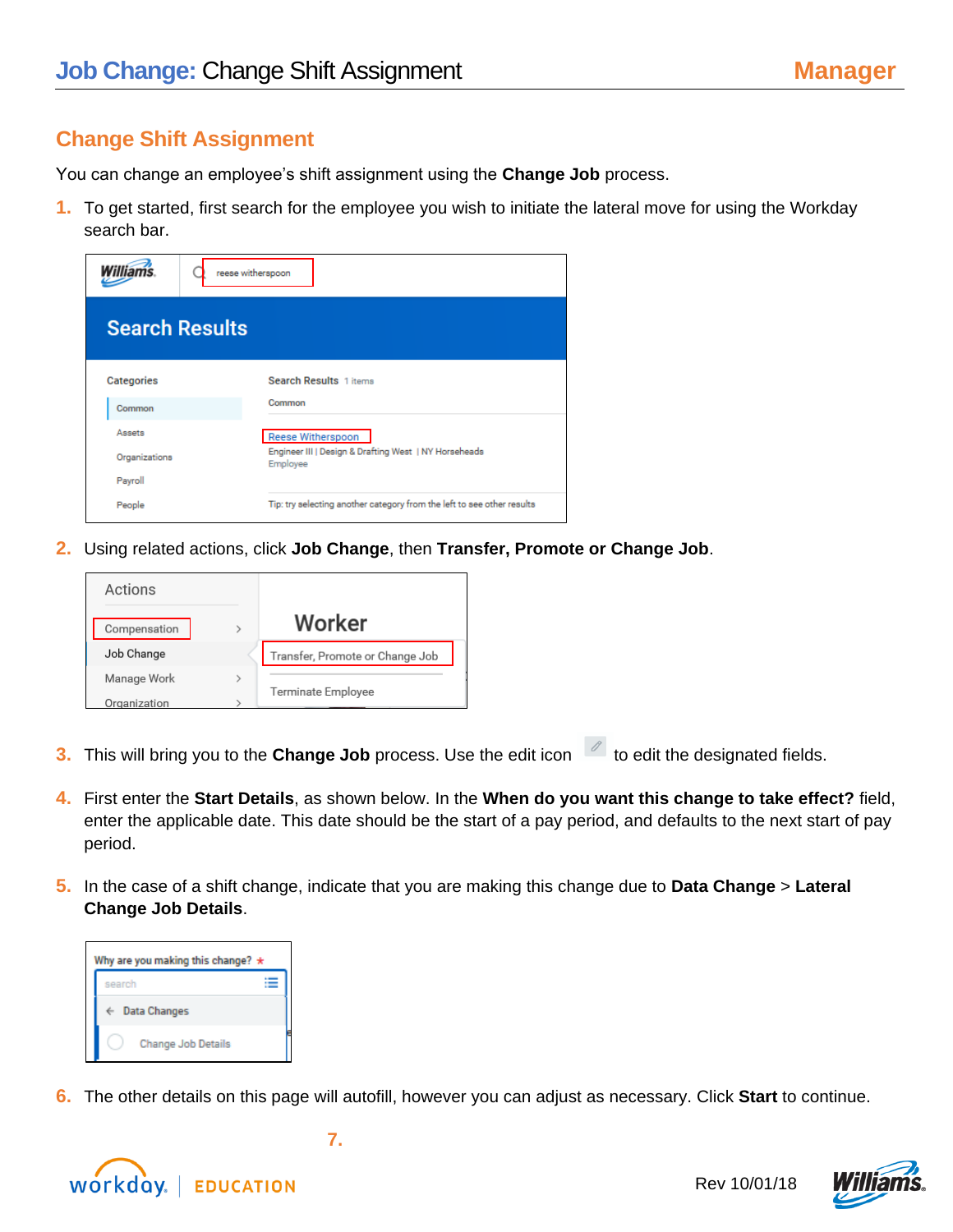# Job Change: Change Shift Assignment

Manager

## Change Shift Assignment

You can change an employee's shift assignment using the **Change Job** process.

1. To get started, first search for the employee you wish to initiate the lateral move for using the Workday search bar.

2. Using related actions, click **Job Change**, then **Transfer, Promote or Change Job**.

3. This will bring you to the **Change Job** process. Use the edit icon to edit the designated fields.

4. First enter the **Start Details**, as shown below. In the **When do you want this change to take effect?** field, enter the applicable date. This date should be the start of a pay period, and defaults to the next start of pay period.

5. In the case of a shift change, indicate that you are making this change due to **Data Change** > **Lateral Change Job Details**.

6. The other details on this page will autofill, however you can adjust as necessary. Click **Start** to continue.

7.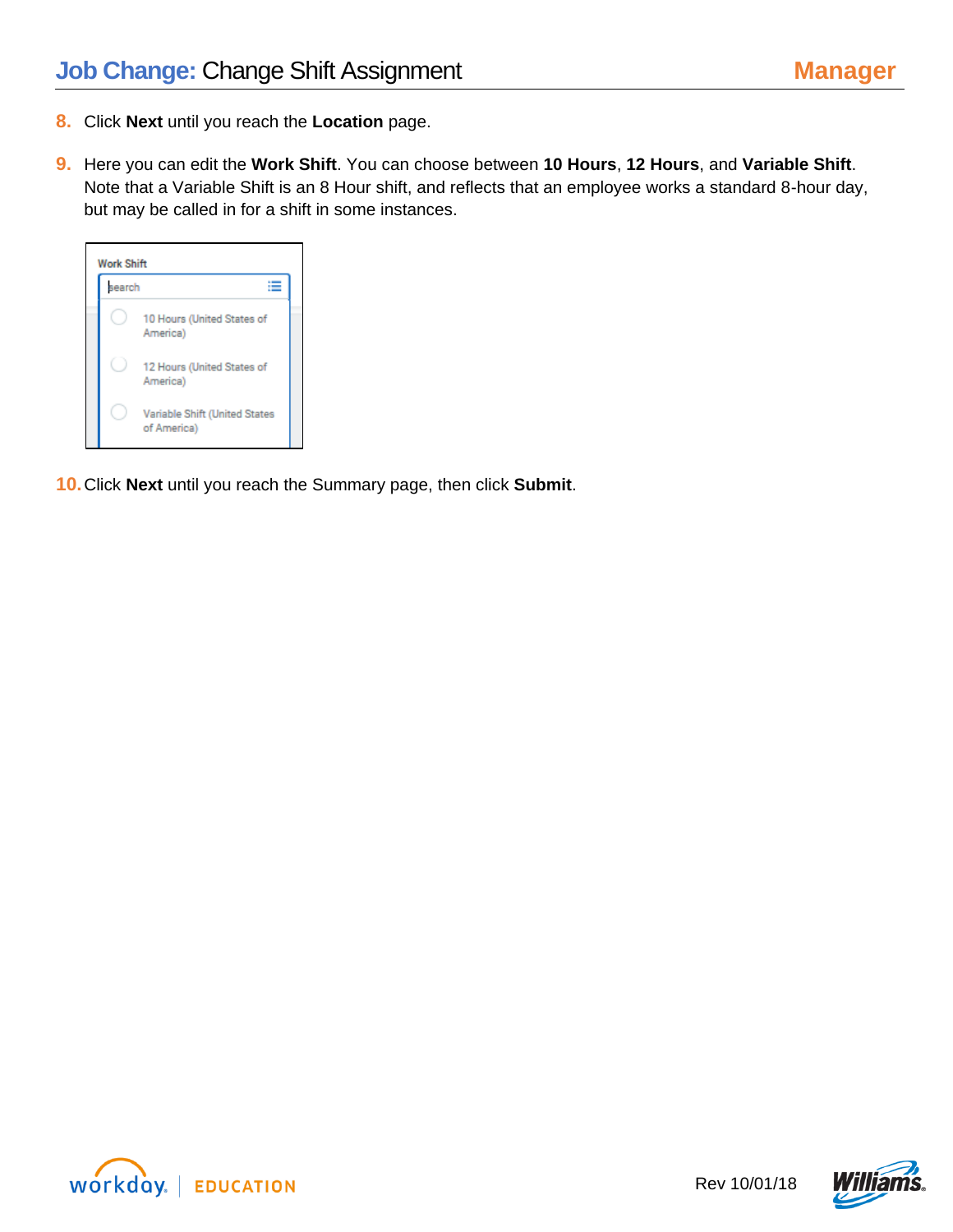8. Click **Next** until you reach the **Location** page.

9. Here you can edit the **Work Shift**. You can choose between **10 Hours**, **12 Hours**, and **Variable Shift**. Note that a Variable Shift is an 8 Hour shift, and reflects that an employee works a standard 8-hour day, but may be called in for a shift in some instances.

Work Shift

search

- 10 Hours (United States of America)
- 12 Hours (United States of America)
- Variable Shift (United States of America)

10. Click **Next** until you reach the Summary page, then click **Submit**.